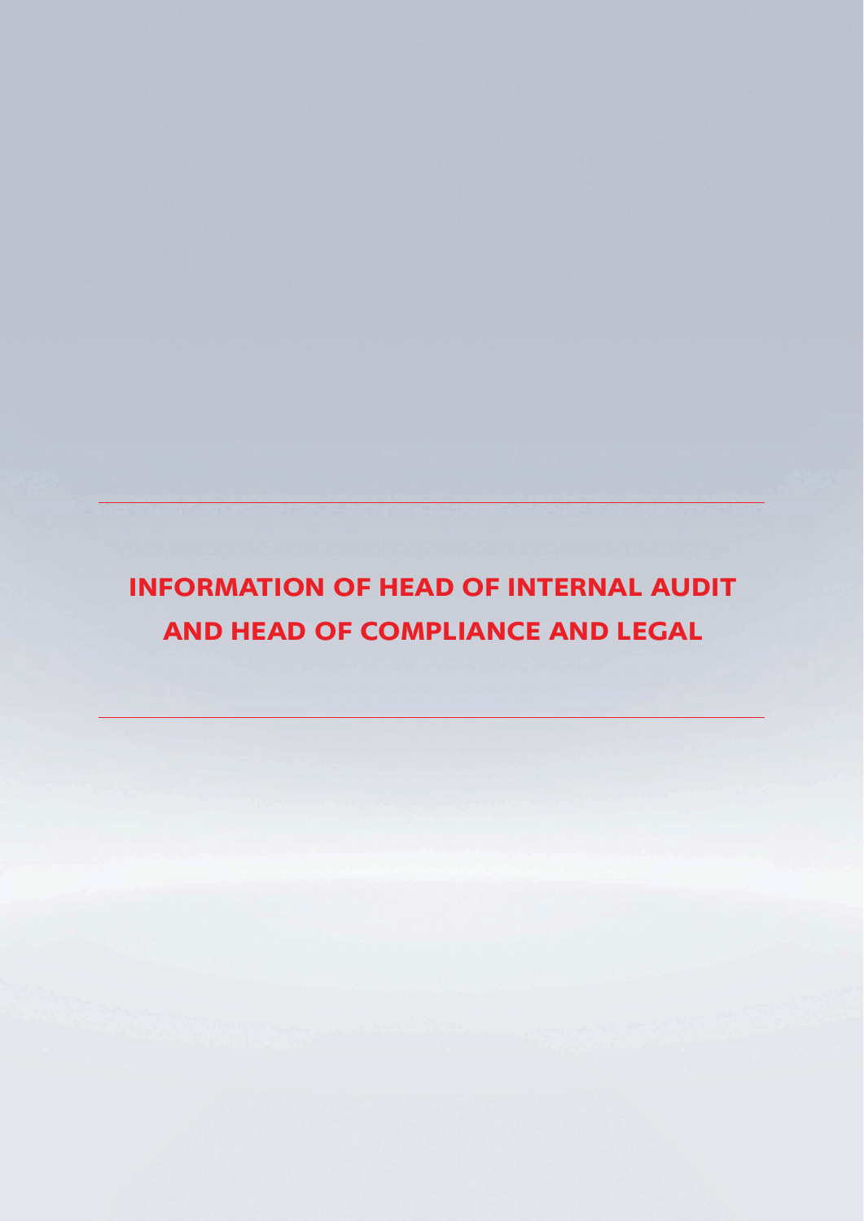# INFORMATION OF HEAD OF INTERNAL AUDIT AND HEAD OF COMPLIANCE AND LEGAL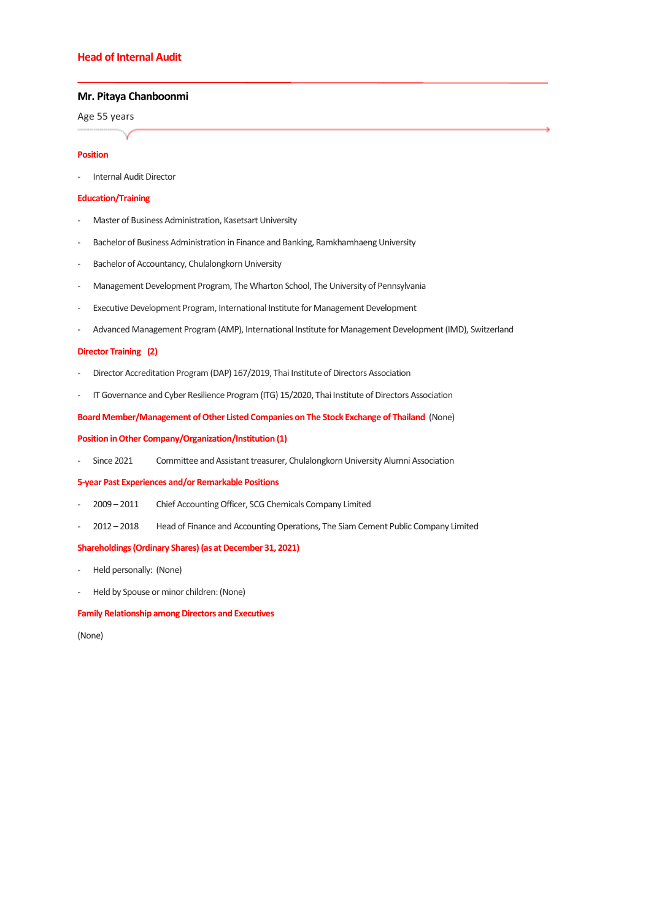## Head of Internal Audit

### Mr. Pitaya Chanboonmi

Age 55 years

**Position**

- Internal Audit Director

**Education/Training**

- Master of Business Administration, Kasetsart University
- Bachelor of Business Administration in Finance and Banking, Ramkhamhaeng University
- Bachelor of Accountancy, Chulalongkorn University
- Management Development Program, The Wharton School, The University of Pennsylvania
- Executive Development Program, International Institute for Management Development
- Advanced Management Program (AMP), International Institute for Management Development (IMD), Switzerland

**Director Training (2)**

- Director Accreditation Program (DAP) 167/2019, Thai Institute of Directors Association
- IT Governance and Cyber Resilience Program (ITG) 15/2020, Thai Institute of Directors Association

**Board Member/Management of Other Listed Companies on The Stock Exchange of Thailand** (None)

**Position in Other Company/Organization/Institution (1)**

- Since 2021 Committee and Assistant treasurer, Chulalongkorn University Alumni Association

**5-year Past Experiences and/or Remarkable Positions**

- 2009 – 2011 Chief Accounting Officer, SCG Chemicals Company Limited
- 2012 – 2018 Head of Finance and Accounting Operations, The Siam Cement Public Company Limited

**Shareholdings (Ordinary Shares) (as at December 31, 2021)**

- Held personally: (None)
- Held by Spouse or minor children: (None)

**Family Relationship among Directors and Executives**

(None)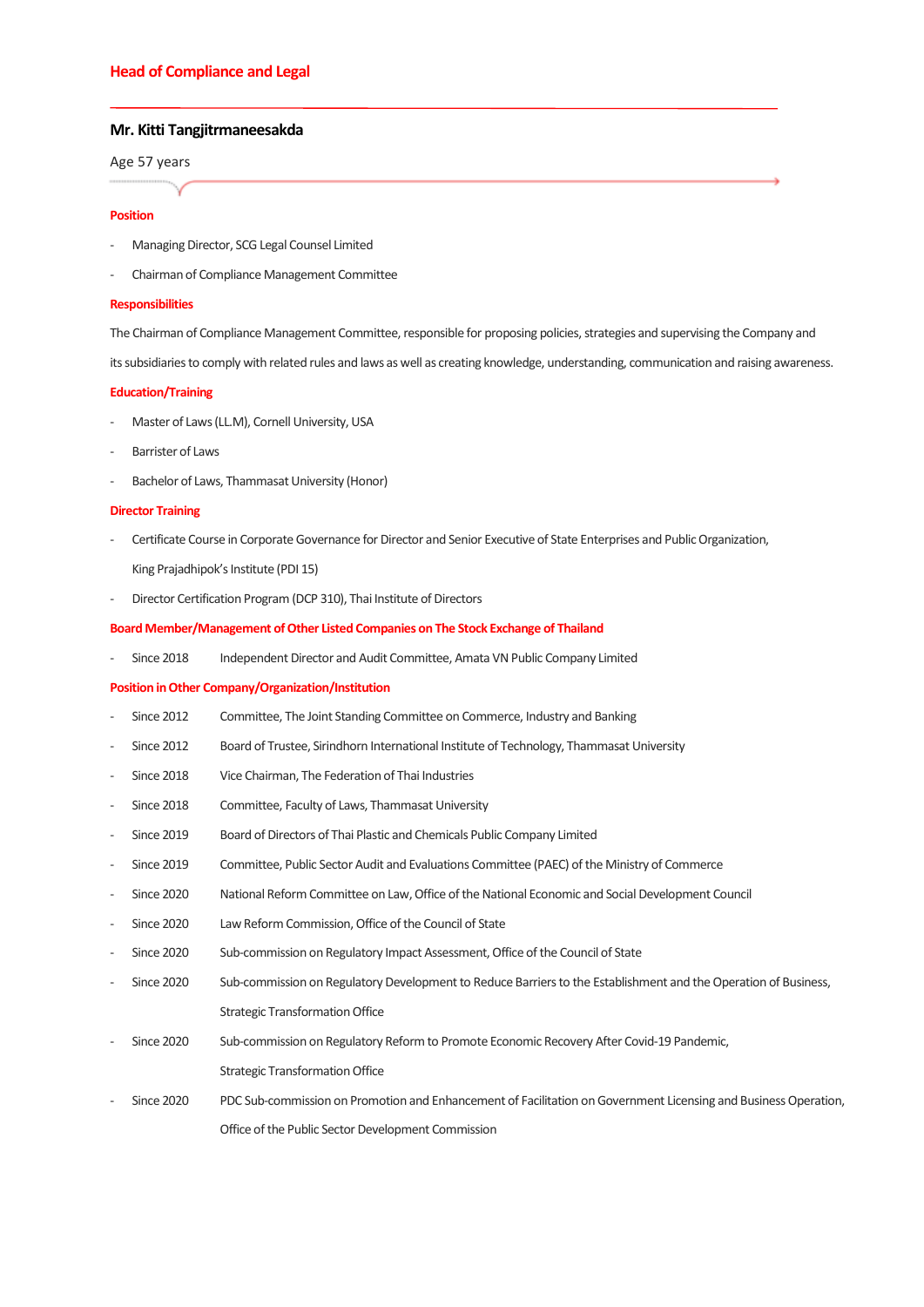## Head of Compliance and Legal

### Mr. Kitti Tangjitrmaneesakda

Age 57 years

**Position**

- Managing Director, SCG Legal Counsel Limited
- Chairman of Compliance Management Committee

**Responsibilities**

The Chairman of Compliance Management Committee, responsible for proposing policies, strategies and supervising the Company and its subsidiaries to comply with related rules and laws as well as creating knowledge, understanding, communication and raising awareness.

**Education/Training**

- Master of Laws (LL.M), Cornell University, USA
- Barrister of Laws
- Bachelor of Laws, Thammasat University (Honor)

**Director Training**

- Certificate Course in Corporate Governance for Director and Senior Executive of State Enterprises and Public Organization, King Prajadhipok's Institute (PDI 15)
- Director Certification Program (DCP 310), Thai Institute of Directors

**Board Member/Management of Other Listed Companies on The Stock Exchange of Thailand**

- Since 2018 Independent Director and Audit Committee, Amata VN Public Company Limited

**Position in Other Company/Organization/Institution**

- Since 2012 Committee, The Joint Standing Committee on Commerce, Industry and Banking
- Since 2012 Board of Trustee, Sirindhorn International Institute of Technology, Thammasat University
- Since 2018 Vice Chairman, The Federation of Thai Industries
- Since 2018 Committee, Faculty of Laws, Thammasat University
- Since 2019 Board of Directors of Thai Plastic and Chemicals Public Company Limited
- Since 2019 Committee, Public Sector Audit and Evaluations Committee (PAEC) of the Ministry of Commerce
- Since 2020 National Reform Committee on Law, Office of the National Economic and Social Development Council
- Since 2020 Law Reform Commission, Office of the Council of State
- Since 2020 Sub-commission on Regulatory Impact Assessment, Office of the Council of State
- Since 2020 Sub-commission on Regulatory Development to Reduce Barriers to the Establishment and the Operation of Business, Strategic Transformation Office
- Since 2020 Sub-commission on Regulatory Reform to Promote Economic Recovery After Covid-19 Pandemic, Strategic Transformation Office
- Since 2020 PDC Sub-commission on Promotion and Enhancement of Facilitation on Government Licensing and Business Operation, Office of the Public Sector Development Commission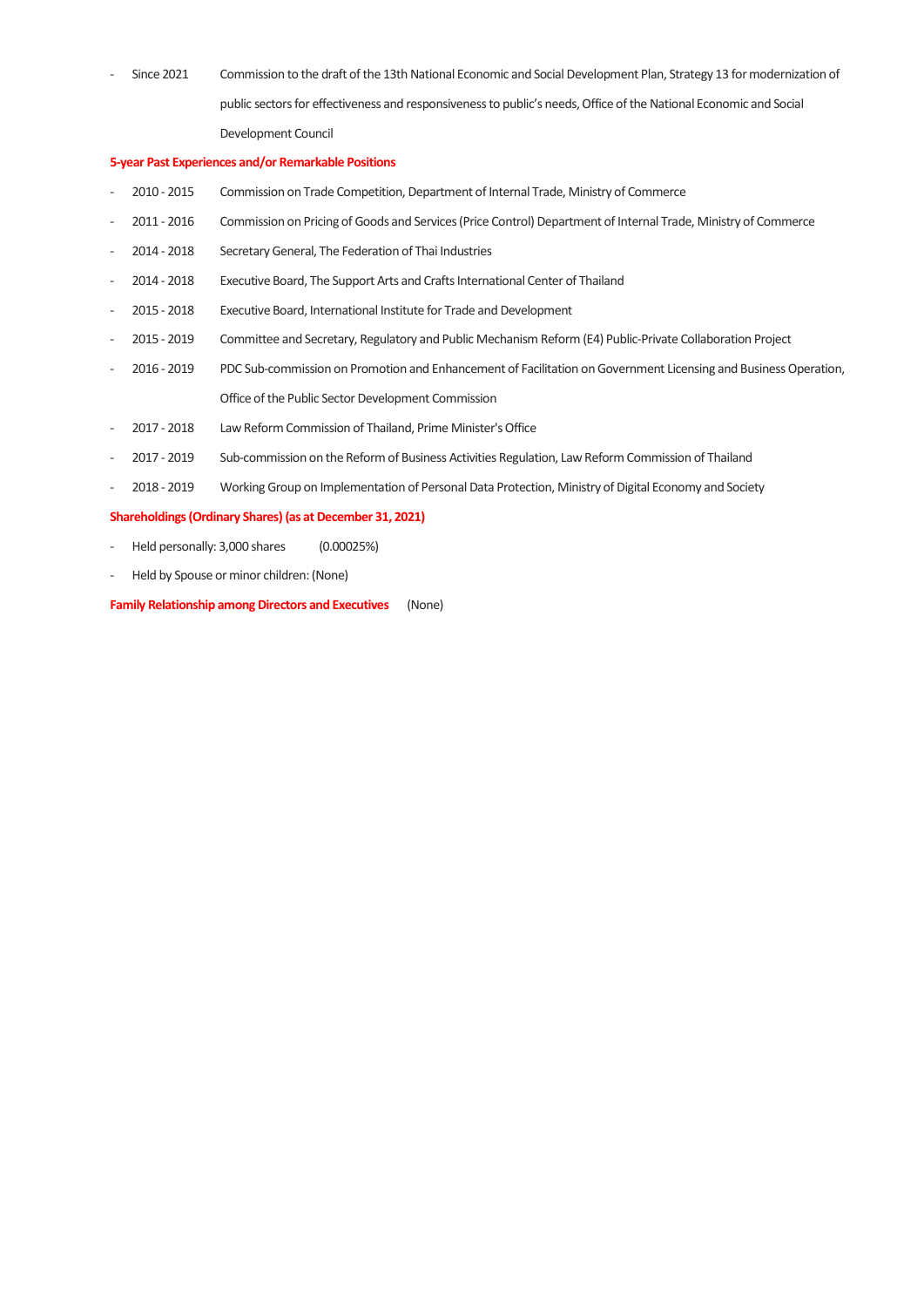- Since 2021 Commission to the draft of the 13th National Economic and Social Development Plan, Strategy 13 for modernization of public sectors for effectiveness and responsiveness to public's needs, Office of the National Economic and Social Development Council

**5-year Past Experiences and/or Remarkable Positions**

- 2010 - 2015 Commission on Trade Competition, Department of Internal Trade, Ministry of Commerce
- 2011 - 2016 Commission on Pricing of Goods and Services (Price Control) Department of Internal Trade, Ministry of Commerce
- 2014 - 2018 Secretary General, The Federation of Thai Industries
- 2014 - 2018 Executive Board, The Support Arts and Crafts International Center of Thailand
- 2015 - 2018 Executive Board, International Institute for Trade and Development
- 2015 - 2019 Committee and Secretary, Regulatory and Public Mechanism Reform (E4) Public-Private Collaboration Project
- 2016 - 2019 PDC Sub-commission on Promotion and Enhancement of Facilitation on Government Licensing and Business Operation, Office of the Public Sector Development Commission
- 2017 - 2018 Law Reform Commission of Thailand, Prime Minister's Office
- 2017 - 2019 Sub-commission on the Reform of Business Activities Regulation, Law Reform Commission of Thailand
- 2018 - 2019 Working Group on Implementation of Personal Data Protection, Ministry of Digital Economy and Society

**Shareholdings (Ordinary Shares) (as at December 31, 2021)**

- Held personally: 3,000 shares (0.00025%)
- Held by Spouse or minor children: (None)

**Family Relationship among Directors and Executives** (None)